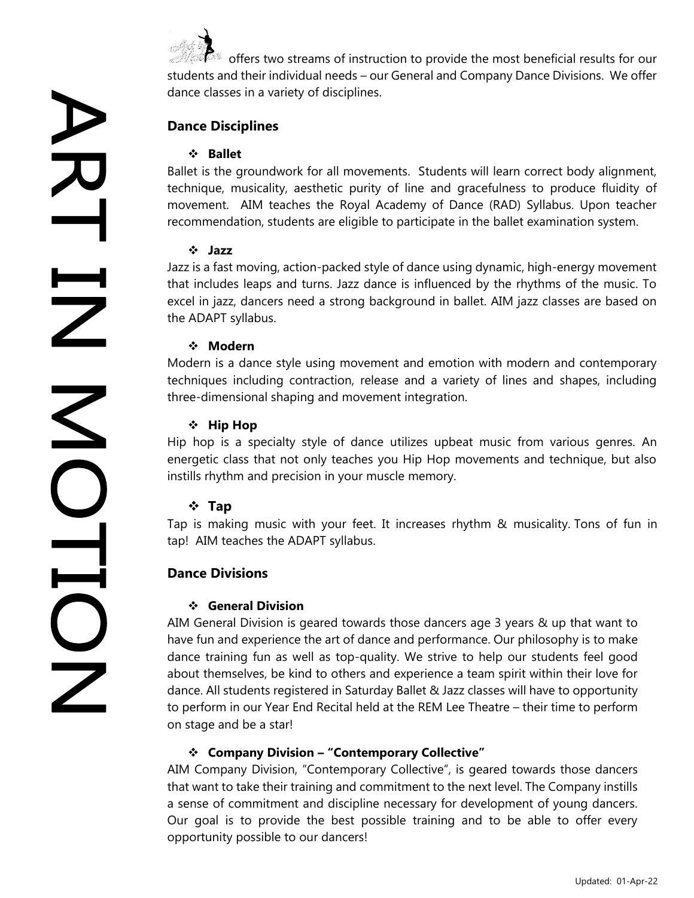# ART IN MOTION

offers two streams of instruction to provide the most beneficial results for our students and their individual needs – our General and Company Dance Divisions. We offer dance classes in a variety of disciplines.

## Dance Disciplines

- **Ballet**

Ballet is the groundwork for all movements. Students will learn correct body alignment, technique, musicality, aesthetic purity of line and gracefulness to produce fluidity of movement. AIM teaches the Royal Academy of Dance (RAD) Syllabus. Upon teacher recommendation, students are eligible to participate in the ballet examination system.

- **Jazz**

Jazz is a fast moving, action-packed style of dance using dynamic, high-energy movement that includes leaps and turns. Jazz dance is influenced by the rhythms of the music. To excel in jazz, dancers need a strong background in ballet. AIM jazz classes are based on the ADAPT syllabus.

- **Modern**

Modern is a dance style using movement and emotion with modern and contemporary techniques including contraction, release and a variety of lines and shapes, including three-dimensional shaping and movement integration.

- **Hip Hop**

Hip hop is a specialty style of dance utilizes upbeat music from various genres. An energetic class that not only teaches you Hip Hop movements and technique, but also instills rhythm and precision in your muscle memory.

- **Tap**

Tap is making music with your feet. It increases rhythm & musicality. Tons of fun in tap! AIM teaches the ADAPT syllabus.

## Dance Divisions

- **General Division**

AIM General Division is geared towards those dancers age 3 years & up that want to have fun and experience the art of dance and performance. Our philosophy is to make dance training fun as well as top-quality. We strive to help our students feel good about themselves, be kind to others and experience a team spirit within their love for dance. All students registered in Saturday Ballet & Jazz classes will have to opportunity to perform in our Year End Recital held at the REM Lee Theatre – their time to perform on stage and be a star!

- **Company Division – "Contemporary Collective"**

AIM Company Division, "Contemporary Collective", is geared towards those dancers that want to take their training and commitment to the next level. The Company instills a sense of commitment and discipline necessary for development of young dancers. Our goal is to provide the best possible training and to be able to offer every opportunity possible to our dancers!

Updated: 01-Apr-22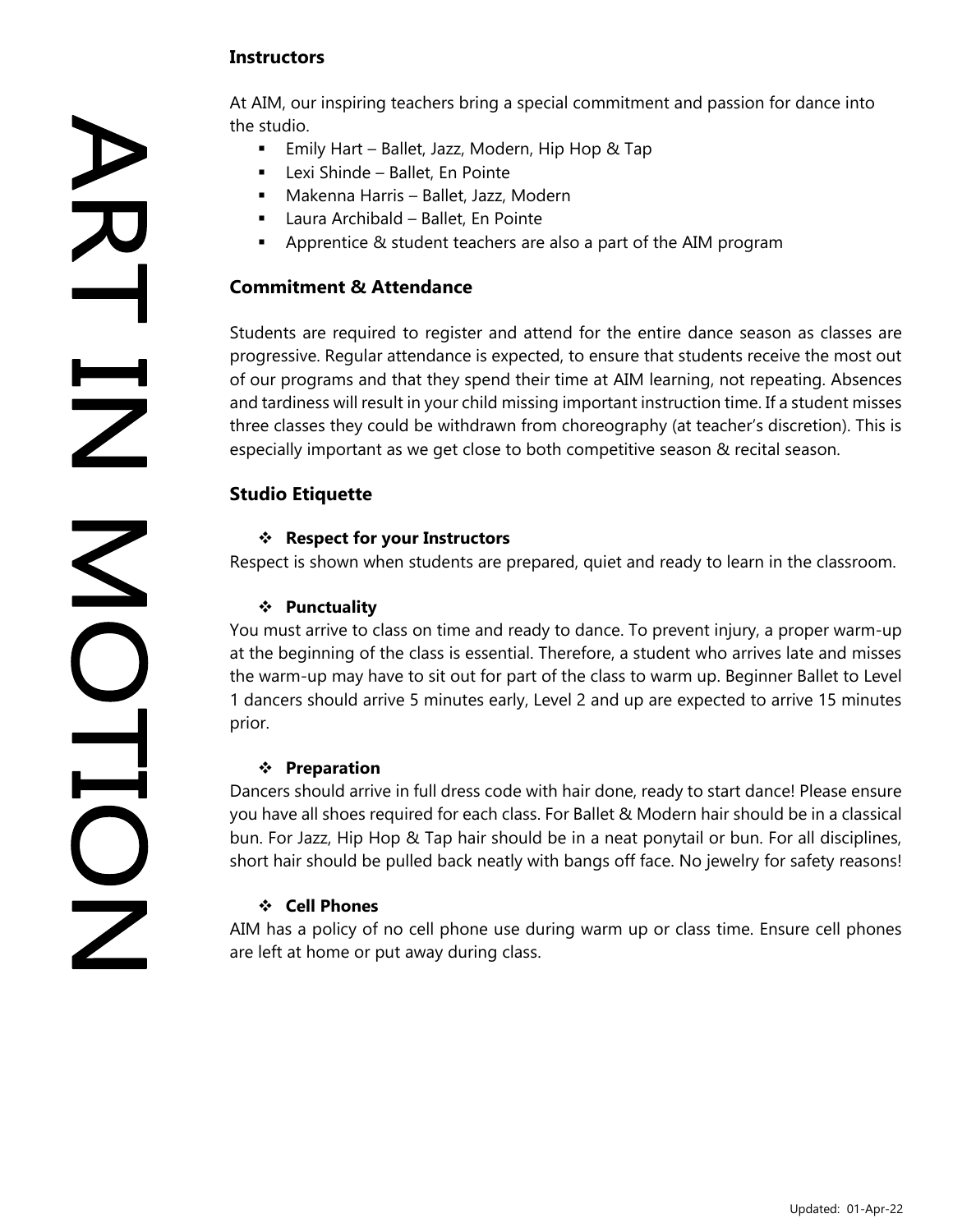**Instructors**

At AIM, our inspiring teachers bring a special commitment and passion for dance into the studio.

- Emily Hart – Ballet, Jazz, Modern, Hip Hop & Tap
- Lexi Shinde – Ballet, En Pointe
- Makenna Harris – Ballet, Jazz, Modern
- Laura Archibald – Ballet, En Pointe
- Apprentice & student teachers are also a part of the AIM program

## Commitment & Attendance

Students are required to register and attend for the entire dance season as classes are progressive. Regular attendance is expected, to ensure that students receive the most out of our programs and that they spend their time at AIM learning, not repeating. Absences and tardiness will result in your child missing important instruction time. If a student misses three classes they could be withdrawn from choreography (at teacher's discretion). This is especially important as we get close to both competitive season & recital season.

## Studio Etiquette

- **Respect for your Instructors**

Respect is shown when students are prepared, quiet and ready to learn in the classroom.

- **Punctuality**

You must arrive to class on time and ready to dance. To prevent injury, a proper warm-up at the beginning of the class is essential. Therefore, a student who arrives late and misses the warm-up may have to sit out for part of the class to warm up. Beginner Ballet to Level 1 dancers should arrive 5 minutes early, Level 2 and up are expected to arrive 15 minutes prior.

- **Preparation**

Dancers should arrive in full dress code with hair done, ready to start dance! Please ensure you have all shoes required for each class. For Ballet & Modern hair should be in a classical bun. For Jazz, Hip Hop & Tap hair should be in a neat ponytail or bun. For all disciplines, short hair should be pulled back neatly with bangs off face. No jewelry for safety reasons!

- **Cell Phones**

AIM has a policy of no cell phone use during warm up or class time. Ensure cell phones are left at home or put away during class.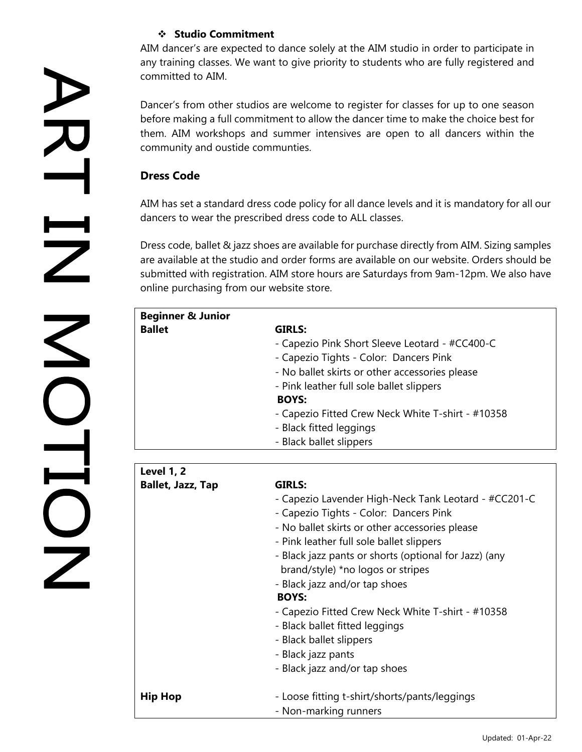- **Studio Commitment**

AIM dancer's are expected to dance solely at the AIM studio in order to participate in any training classes. We want to give priority to students who are fully registered and committed to AIM.

Dancer's from other studios are welcome to register for classes for up to one season before making a full commitment to allow the dancer time to make the choice best for them. AIM workshops and summer intensives are open to all dancers within the community and oustide communties.

## Dress Code

AIM has set a standard dress code policy for all dance levels and it is mandatory for all our dancers to wear the prescribed dress code to ALL classes.

Dress code, ballet & jazz shoes are available for purchase directly from AIM. Sizing samples are available at the studio and order forms are available on our website. Orders should be submitted with registration. AIM store hours are Saturdays from 9am-12pm. We also have online purchasing from our website store.

| | |
|---|---|
| **Beginner & Junior Ballet** | **GIRLS:**<br>- Capezio Pink Short Sleeve Leotard - #CC400-C<br>- Capezio Tights - Color: Dancers Pink<br>- No ballet skirts or other accessories please<br>- Pink leather full sole ballet slippers<br>**BOYS:**<br>- Capezio Fitted Crew Neck White T-shirt - #10358<br>- Black fitted leggings<br>- Black ballet slippers |

| | |
|---|---|
| **Level 1, 2 Ballet, Jazz, Tap** | **GIRLS:**<br>- Capezio Lavender High-Neck Tank Leotard - #CC201-C<br>- Capezio Tights - Color: Dancers Pink<br>- No ballet skirts or other accessories please<br>- Pink leather full sole ballet slippers<br>- Black jazz pants or shorts (optional for Jazz) (any brand/style) *no logos or stripes<br>- Black jazz and/or tap shoes<br>**BOYS:**<br>- Capezio Fitted Crew Neck White T-shirt - #10358<br>- Black ballet fitted leggings<br>- Black ballet slippers<br>- Black jazz pants<br>- Black jazz and/or tap shoes |
| **Hip Hop** | - Loose fitting t-shirt/shorts/pants/leggings<br>- Non-marking runners |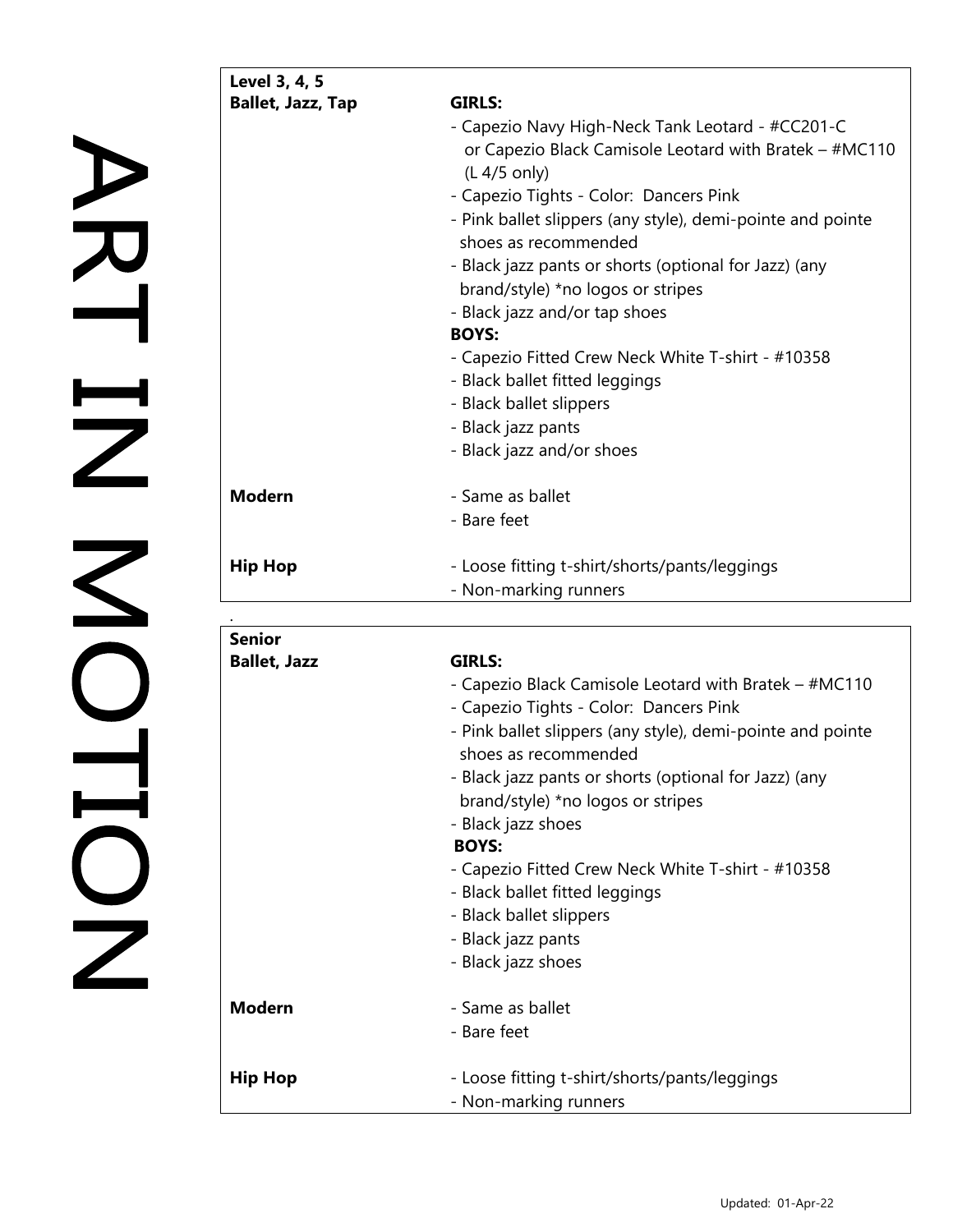ART IN MOTION

| | | |
|---|---|---|
| **Level 3, 4, 5** | | |
| **Ballet, Jazz, Tap** | **GIRLS:** | |
| | - Capezio Navy High-Neck Tank Leotard - #CC201-C or Capezio Black Camisole Leotard with Bratek – #MC110 (L 4/5 only) | |
| | - Capezio Tights - Color: Dancers Pink | |
| | - Pink ballet slippers (any style), demi-pointe and pointe shoes as recommended | |
| | - Black jazz pants or shorts (optional for Jazz) (any brand/style) *no logos or stripes | |
| | - Black jazz and/or tap shoes | |
| | **BOYS:** | |
| | - Capezio Fitted Crew Neck White T-shirt - #10358 | |
| | - Black ballet fitted leggings | |
| | - Black ballet slippers | |
| | - Black jazz pants | |
| | - Black jazz and/or shoes | |
| **Modern** | - Same as ballet | |
| | - Bare feet | |
| **Hip Hop** | - Loose fitting t-shirt/shorts/pants/leggings | |
| | - Non-marking runners | |

.

| | |
|---|---|
| **Senior** | |
| **Ballet, Jazz** | **GIRLS:** |
| | - Capezio Black Camisole Leotard with Bratek – #MC110 |
| | - Capezio Tights - Color: Dancers Pink |
| | - Pink ballet slippers (any style), demi-pointe and pointe shoes as recommended |
| | - Black jazz pants or shorts (optional for Jazz) (any brand/style) *no logos or stripes |
| | - Black jazz shoes |
| | **BOYS:** |
| | - Capezio Fitted Crew Neck White T-shirt - #10358 |
| | - Black ballet fitted leggings |
| | - Black ballet slippers |
| | - Black jazz pants |
| | - Black jazz shoes |
| **Modern** | - Same as ballet |
| | - Bare feet |
| **Hip Hop** | - Loose fitting t-shirt/shorts/pants/leggings |
| | - Non-marking runners |

Updated: 01-Apr-22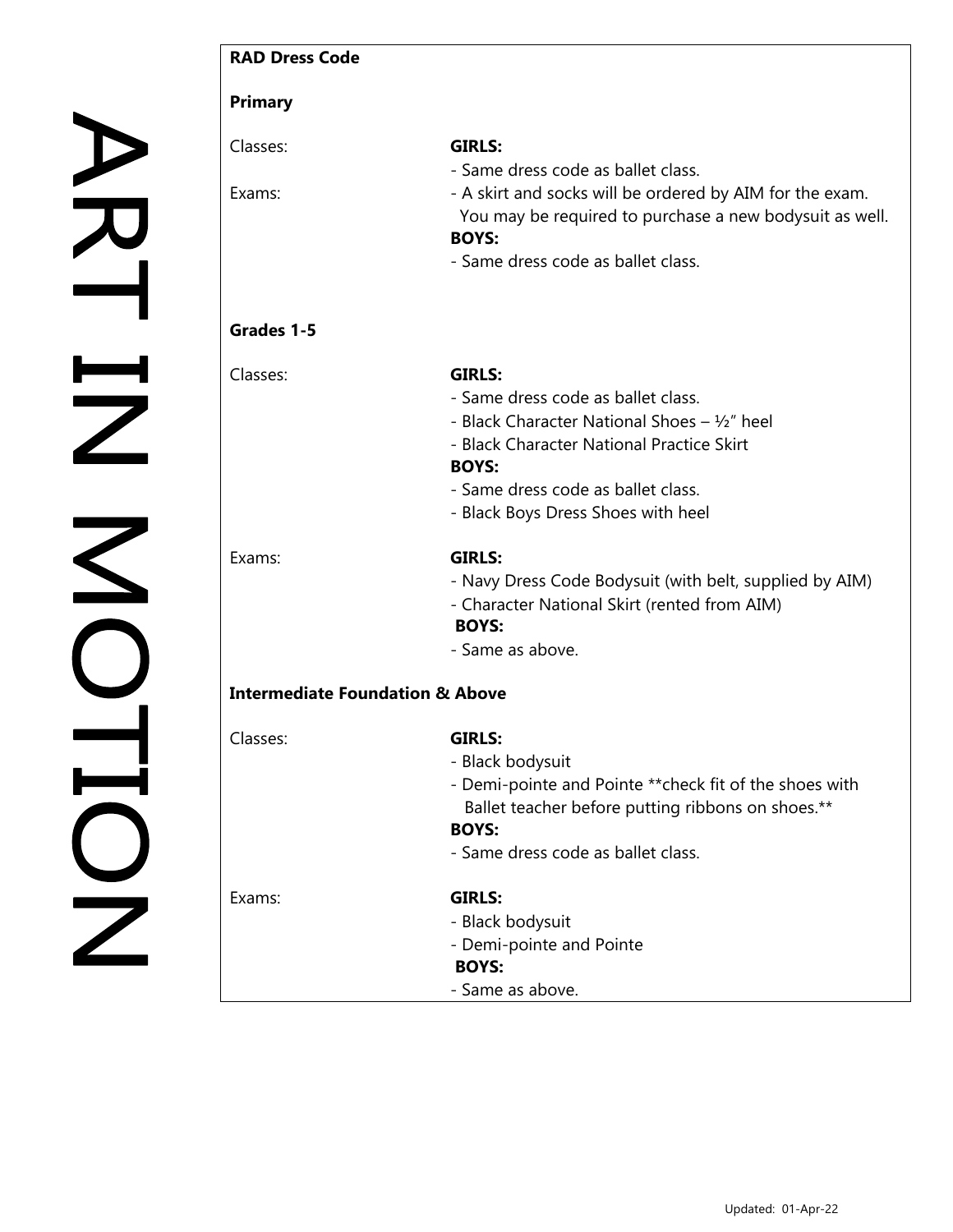ART IN MOTION

## RAD Dress Code

### Primary

| | |
|---|---|
| Classes: | **GIRLS:** |
| | - Same dress code as ballet class. |
| Exams: | - A skirt and socks will be ordered by AIM for the exam. You may be required to purchase a new bodysuit as well. |
| | **BOYS:** |
| | - Same dress code as ballet class. |

### Grades 1-5

| | |
|---|---|
| Classes: | **GIRLS:** |
| | - Same dress code as ballet class. |
| | - Black Character National Shoes – ½" heel |
| | - Black Character National Practice Skirt |
| | **BOYS:** |
| | - Same dress code as ballet class. |
| | - Black Boys Dress Shoes with heel |
| Exams: | **GIRLS:** |
| | - Navy Dress Code Bodysuit (with belt, supplied by AIM) |
| | - Character National Skirt (rented from AIM) |
| | **BOYS:** |
| | - Same as above. |

### Intermediate Foundation & Above

| | |
|---|---|
| Classes: | **GIRLS:** |
| | - Black bodysuit |
| | - Demi-pointe and Pointe **check fit of the shoes with Ballet teacher before putting ribbons on shoes.** |
| | **BOYS:** |
| | - Same dress code as ballet class. |
| Exams: | **GIRLS:** |
| | - Black bodysuit |
| | - Demi-pointe and Pointe |
| | **BOYS:** |
| | - Same as above. |

Updated: 01-Apr-22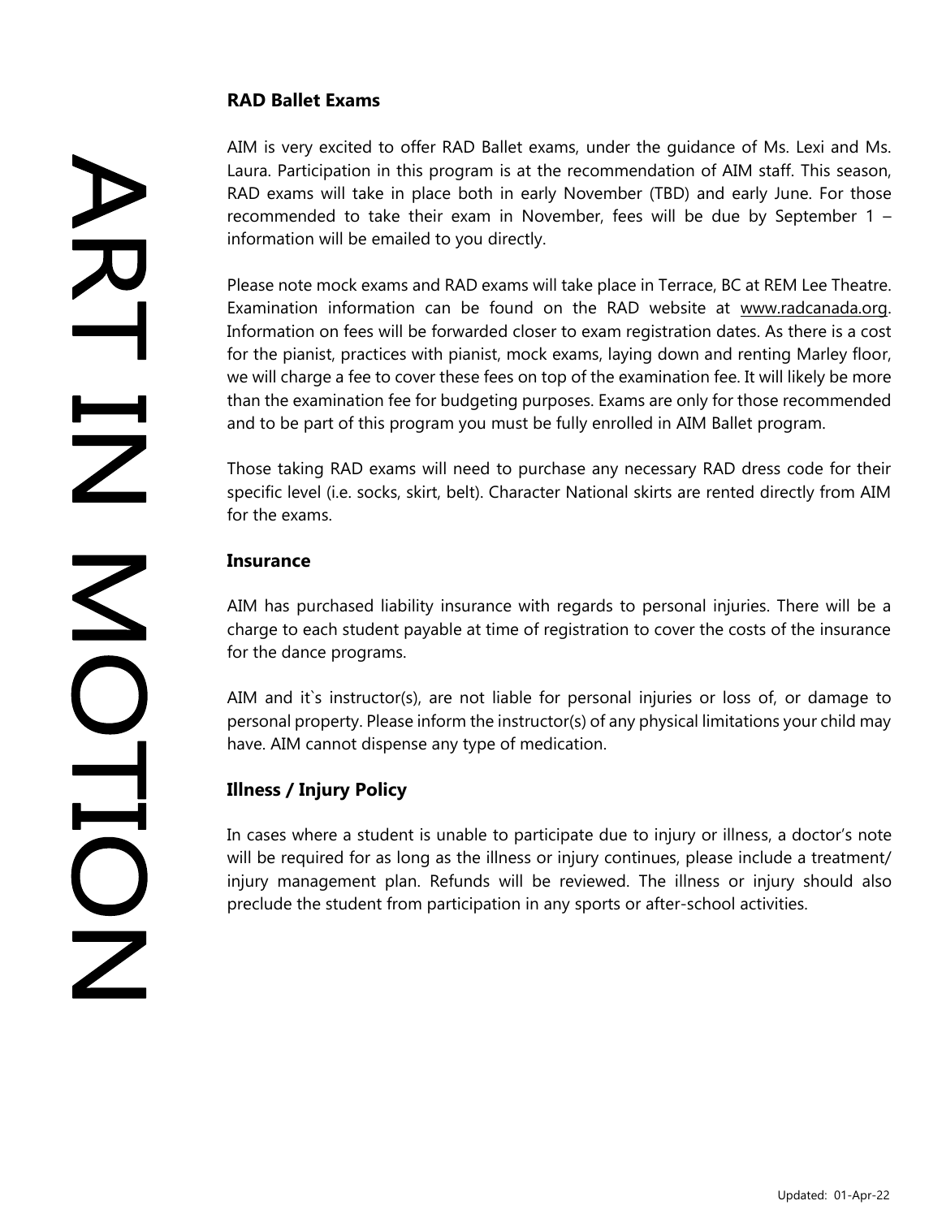## RAD Ballet Exams

AIM is very excited to offer RAD Ballet exams, under the guidance of Ms. Lexi and Ms. Laura. Participation in this program is at the recommendation of AIM staff. This season, RAD exams will take in place both in early November (TBD) and early June. For those recommended to take their exam in November, fees will be due by September 1 – information will be emailed to you directly.

Please note mock exams and RAD exams will take place in Terrace, BC at REM Lee Theatre. Examination information can be found on the RAD website at www.radcanada.org. Information on fees will be forwarded closer to exam registration dates. As there is a cost for the pianist, practices with pianist, mock exams, laying down and renting Marley floor, we will charge a fee to cover these fees on top of the examination fee. It will likely be more than the examination fee for budgeting purposes. Exams are only for those recommended and to be part of this program you must be fully enrolled in AIM Ballet program.

Those taking RAD exams will need to purchase any necessary RAD dress code for their specific level (i.e. socks, skirt, belt). Character National skirts are rented directly from AIM for the exams.

## Insurance

AIM has purchased liability insurance with regards to personal injuries. There will be a charge to each student payable at time of registration to cover the costs of the insurance for the dance programs.

AIM and it`s instructor(s), are not liable for personal injuries or loss of, or damage to personal property. Please inform the instructor(s) of any physical limitations your child may have. AIM cannot dispense any type of medication.

## Illness / Injury Policy

In cases where a student is unable to participate due to injury or illness, a doctor's note will be required for as long as the illness or injury continues, please include a treatment/ injury management plan. Refunds will be reviewed. The illness or injury should also preclude the student from participation in any sports or after-school activities.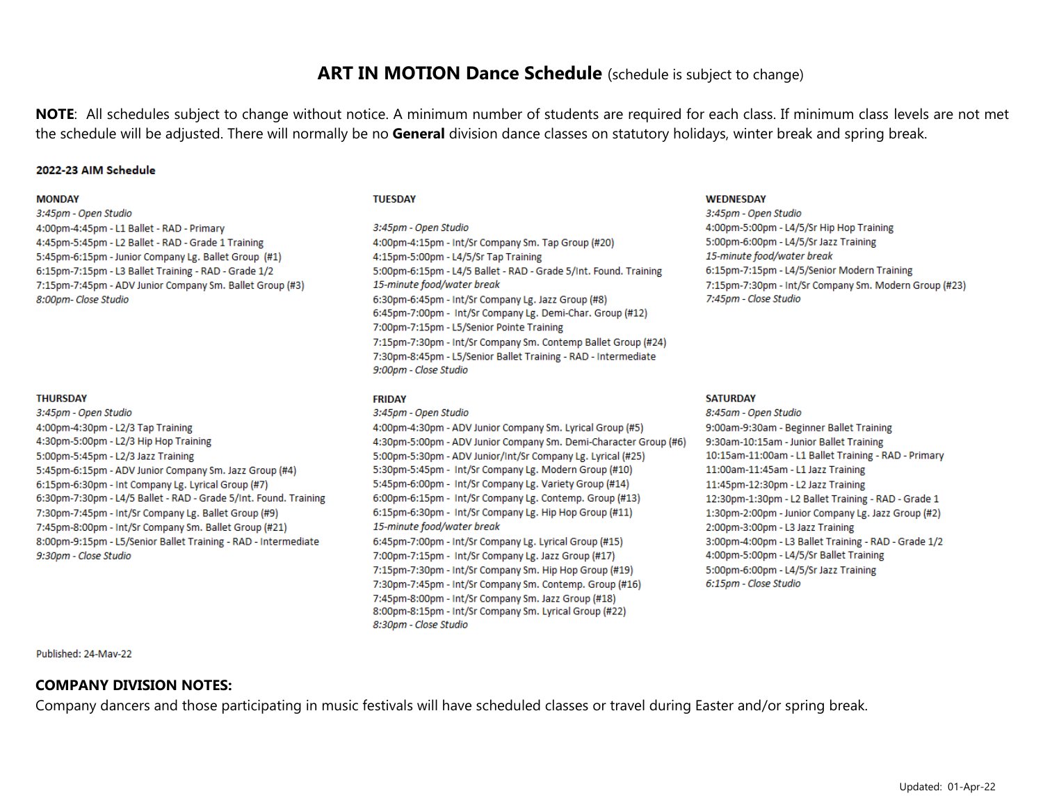# ART IN MOTION Dance Schedule (schedule is subject to change)

**NOTE**: All schedules subject to change without notice. A minimum number of students are required for each class. If minimum class levels are not met the schedule will be adjusted. There will normally be no **General** division dance classes on statutory holidays, winter break and spring break.

**2022-23 AIM Schedule**

**MONDAY**

*3:45pm - Open Studio*
4:00pm-4:45pm - L1 Ballet - RAD - Primary
4:45pm-5:45pm - L2 Ballet - RAD - Grade 1 Training
5:45pm-6:15pm - Junior Company Lg. Ballet Group (#1)
6:15pm-7:15pm - L3 Ballet Training - RAD - Grade 1/2
7:15pm-7:45pm - ADV Junior Company Sm. Ballet Group (#3)
*8:00pm- Close Studio*

**TUESDAY**

*3:45pm - Open Studio*
4:00pm-4:15pm - Int/Sr Company Sm. Tap Group (#20)
4:15pm-5:00pm - L4/5/Sr Tap Training
5:00pm-6:15pm - L4/5 Ballet - RAD - Grade 5/Int. Found. Training
*15-minute food/water break*
6:30pm-6:45pm - Int/Sr Company Lg. Jazz Group (#8)
6:45pm-7:00pm - Int/Sr Company Lg. Demi-Char. Group (#12)
7:00pm-7:15pm - L5/Senior Pointe Training
7:15pm-7:30pm - Int/Sr Company Sm. Contemp Ballet Group (#24)
7:30pm-8:45pm - L5/Senior Ballet Training - RAD - Intermediate
*9:00pm - Close Studio*

**WEDNESDAY**

*3:45pm - Open Studio*
4:00pm-5:00pm - L4/5/Sr Hip Hop Training
5:00pm-6:00pm - L4/5/Sr Jazz Training
*15-minute food/water break*
6:15pm-7:15pm - L4/5/Senior Modern Training
7:15pm-7:30pm - Int/Sr Company Sm. Modern Group (#23)
*7:45pm - Close Studio*

**THURSDAY**

*3:45pm - Open Studio*
4:00pm-4:30pm - L2/3 Tap Training
4:30pm-5:00pm - L2/3 Hip Hop Training
5:00pm-5:45pm - L2/3 Jazz Training
5:45pm-6:15pm - ADV Junior Company Sm. Jazz Group (#4)
6:15pm-6:30pm - Int Company Lg. Lyrical Group (#7)
6:30pm-7:30pm - L4/5 Ballet - RAD - Grade 5/Int. Found. Training
7:30pm-7:45pm - Int/Sr Company Lg. Ballet Group (#9)
7:45pm-8:00pm - Int/Sr Company Sm. Ballet Group (#21)
8:00pm-9:15pm - L5/Senior Ballet Training - RAD - Intermediate
*9:30pm - Close Studio*

**FRIDAY**

*3:45pm - Open Studio*
4:00pm-4:30pm - ADV Junior Company Sm. Lyrical Group (#5)
4:30pm-5:00pm - ADV Junior Company Sm. Demi-Character Group (#6)
5:00pm-5:30pm - ADV Junior/Int/Sr Company Lg. Lyrical (#25)
5:30pm-5:45pm - Int/Sr Company Lg. Modern Group (#10)
5:45pm-6:00pm - Int/Sr Company Lg. Variety Group (#14)
6:00pm-6:15pm - Int/Sr Company Lg. Contemp. Group (#13)
6:15pm-6:30pm - Int/Sr Company Lg. Hip Hop Group (#11)
*15-minute food/water break*
6:45pm-7:00pm - Int/Sr Company Lg. Lyrical Group (#15)
7:00pm-7:15pm - Int/Sr Company Lg. Jazz Group (#17)
7:15pm-7:30pm - Int/Sr Company Sm. Hip Hop Group (#19)
7:30pm-7:45pm - Int/Sr Company Sm. Contemp. Group (#16)
7:45pm-8:00pm - Int/Sr Company Sm. Jazz Group (#18)
8:00pm-8:15pm - Int/Sr Company Sm. Lyrical Group (#22)
*8:30pm - Close Studio*

**SATURDAY**

*8:45am - Open Studio*
9:00am-9:30am - Beginner Ballet Training
9:30am-10:15am - Junior Ballet Training
10:15am-11:00am - L1 Ballet Training - RAD - Primary
11:00am-11:45am - L1 Jazz Training
11:45pm-12:30pm - L2 Jazz Training
12:30pm-1:30pm - L2 Ballet Training - RAD - Grade 1
1:30pm-2:00pm - Junior Company Lg. Jazz Group (#2)
2:00pm-3:00pm - L3 Jazz Training
3:00pm-4:00pm - L3 Ballet Training - RAD - Grade 1/2
4:00pm-5:00pm - L4/5/Sr Ballet Training
5:00pm-6:00pm - L4/5/Sr Jazz Training
*6:15pm - Close Studio*

Published: 24-May-22

## COMPANY DIVISION NOTES:

Company dancers and those participating in music festivals will have scheduled classes or travel during Easter and/or spring break.

Updated: 01-Apr-22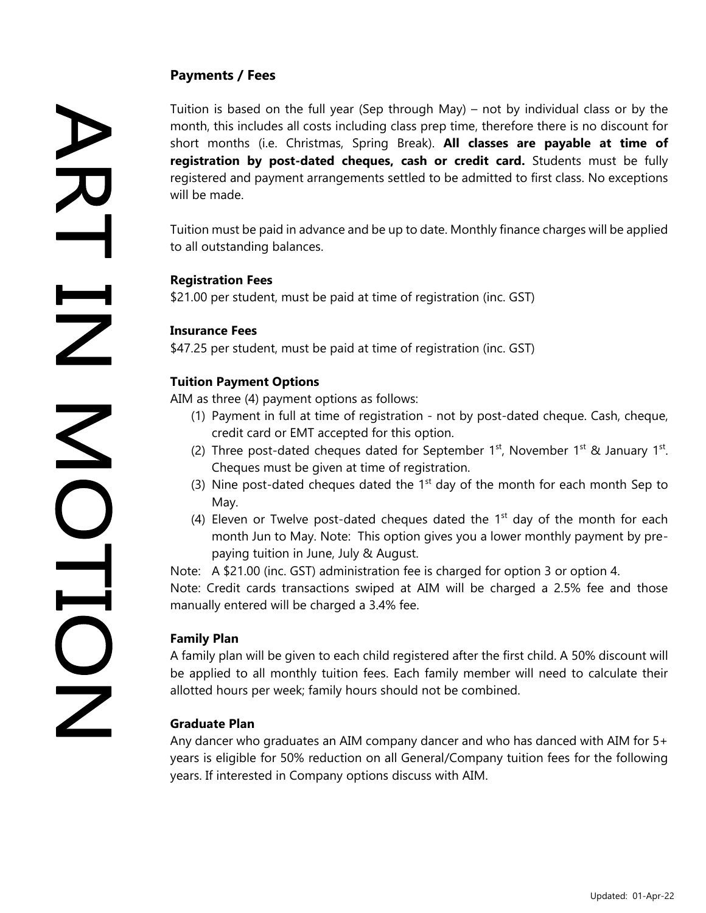## Payments / Fees

Tuition is based on the full year (Sep through May) – not by individual class or by the month, this includes all costs including class prep time, therefore there is no discount for short months (i.e. Christmas, Spring Break). **All classes are payable at time of registration by post-dated cheques, cash or credit card.** Students must be fully registered and payment arrangements settled to be admitted to first class. No exceptions will be made.

Tuition must be paid in advance and be up to date. Monthly finance charges will be applied to all outstanding balances.

**Registration Fees**

$21.00 per student, must be paid at time of registration (inc. GST)

**Insurance Fees**

$47.25 per student, must be paid at time of registration (inc. GST)

**Tuition Payment Options**

AIM as three (4) payment options as follows:

(1) Payment in full at time of registration - not by post-dated cheque. Cash, cheque, credit card or EMT accepted for this option.
(2) Three post-dated cheques dated for September 1st, November 1st & January 1st. Cheques must be given at time of registration.
(3) Nine post-dated cheques dated the 1st day of the month for each month Sep to May.
(4) Eleven or Twelve post-dated cheques dated the 1st day of the month for each month Jun to May. Note: This option gives you a lower monthly payment by pre-paying tuition in June, July & August.

Note: A $21.00 (inc. GST) administration fee is charged for option 3 or option 4.

Note: Credit cards transactions swiped at AIM will be charged a 2.5% fee and those manually entered will be charged a 3.4% fee.

**Family Plan**

A family plan will be given to each child registered after the first child. A 50% discount will be applied to all monthly tuition fees. Each family member will need to calculate their allotted hours per week; family hours should not be combined.

**Graduate Plan**

Any dancer who graduates an AIM company dancer and who has danced with AIM for 5+ years is eligible for 50% reduction on all General/Company tuition fees for the following years. If interested in Company options discuss with AIM.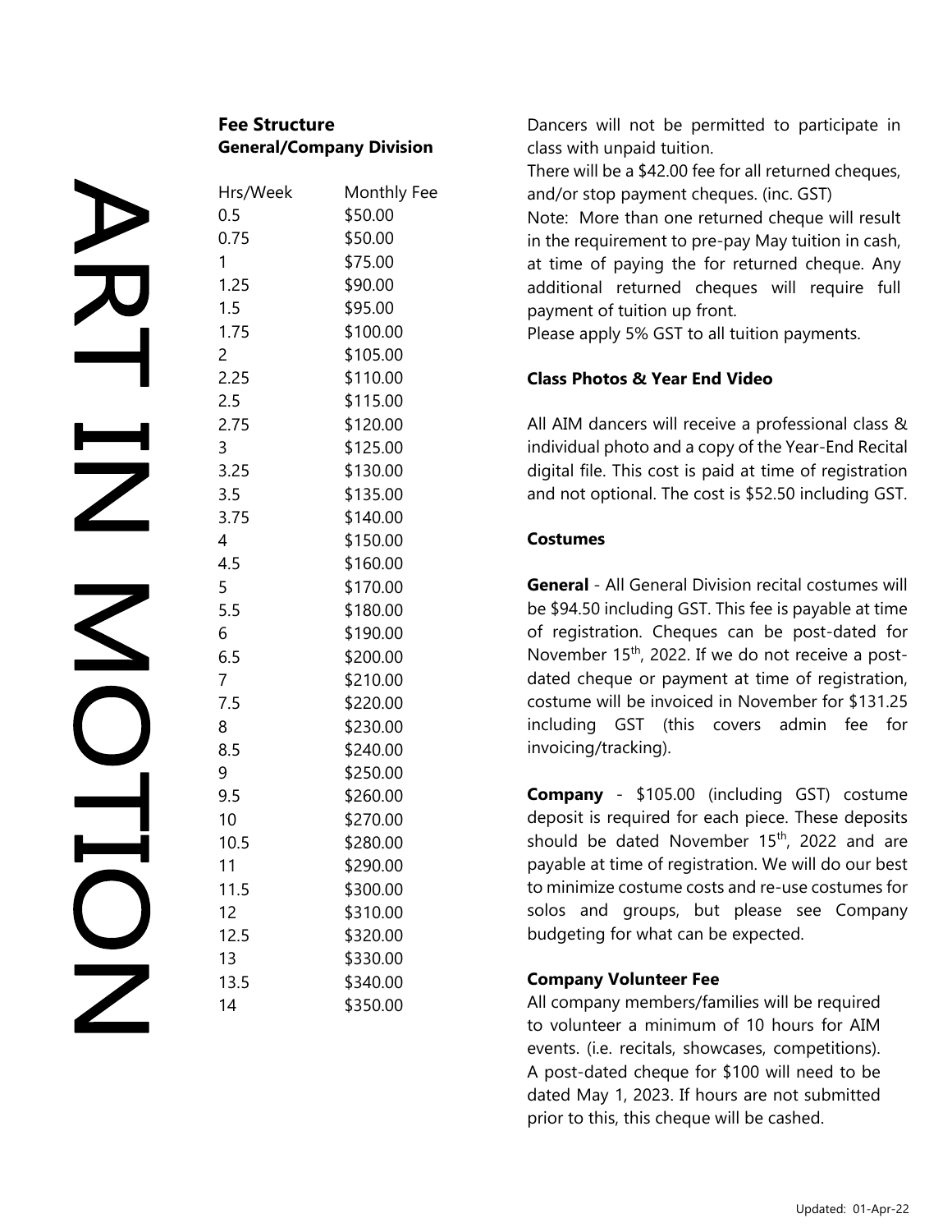ART IN MOTION

**Fee Structure**
**General/Company Division**

| Hrs/Week | Monthly Fee |
|---|---|
| 0.5 | $50.00 |
| 0.75 | $50.00 |
| 1 | $75.00 |
| 1.25 | $90.00 |
| 1.5 | $95.00 |
| 1.75 | $100.00 |
| 2 | $105.00 |
| 2.25 | $110.00 |
| 2.5 | $115.00 |
| 2.75 | $120.00 |
| 3 | $125.00 |
| 3.25 | $130.00 |
| 3.5 | $135.00 |
| 3.75 | $140.00 |
| 4 | $150.00 |
| 4.5 | $160.00 |
| 5 | $170.00 |
| 5.5 | $180.00 |
| 6 | $190.00 |
| 6.5 | $200.00 |
| 7 | $210.00 |
| 7.5 | $220.00 |
| 8 | $230.00 |
| 8.5 | $240.00 |
| 9 | $250.00 |
| 9.5 | $260.00 |
| 10 | $270.00 |
| 10.5 | $280.00 |
| 11 | $290.00 |
| 11.5 | $300.00 |
| 12 | $310.00 |
| 12.5 | $320.00 |
| 13 | $330.00 |
| 13.5 | $340.00 |
| 14 | $350.00 |

Dancers will not be permitted to participate in class with unpaid tuition.
There will be a $42.00 fee for all returned cheques, and/or stop payment cheques. (inc. GST)
Note: More than one returned cheque will result in the requirement to pre-pay May tuition in cash, at time of paying the for returned cheque. Any additional returned cheques will require full payment of tuition up front.
Please apply 5% GST to all tuition payments.

**Class Photos & Year End Video**

All AIM dancers will receive a professional class & individual photo and a copy of the Year-End Recital digital file. This cost is paid at time of registration and not optional. The cost is $52.50 including GST.

**Costumes**

**General** - All General Division recital costumes will be $94.50 including GST. This fee is payable at time of registration. Cheques can be post-dated for November 15th, 2022. If we do not receive a post-dated cheque or payment at time of registration, costume will be invoiced in November for $131.25 including GST (this covers admin fee for invoicing/tracking).

**Company** - $105.00 (including GST) costume deposit is required for each piece. These deposits should be dated November 15th, 2022 and are payable at time of registration. We will do our best to minimize costume costs and re-use costumes for solos and groups, but please see Company budgeting for what can be expected.

**Company Volunteer Fee**

All company members/families will be required to volunteer a minimum of 10 hours for AIM events. (i.e. recitals, showcases, competitions). A post-dated cheque for $100 will need to be dated May 1, 2023. If hours are not submitted prior to this, this cheque will be cashed.

Updated: 01-Apr-22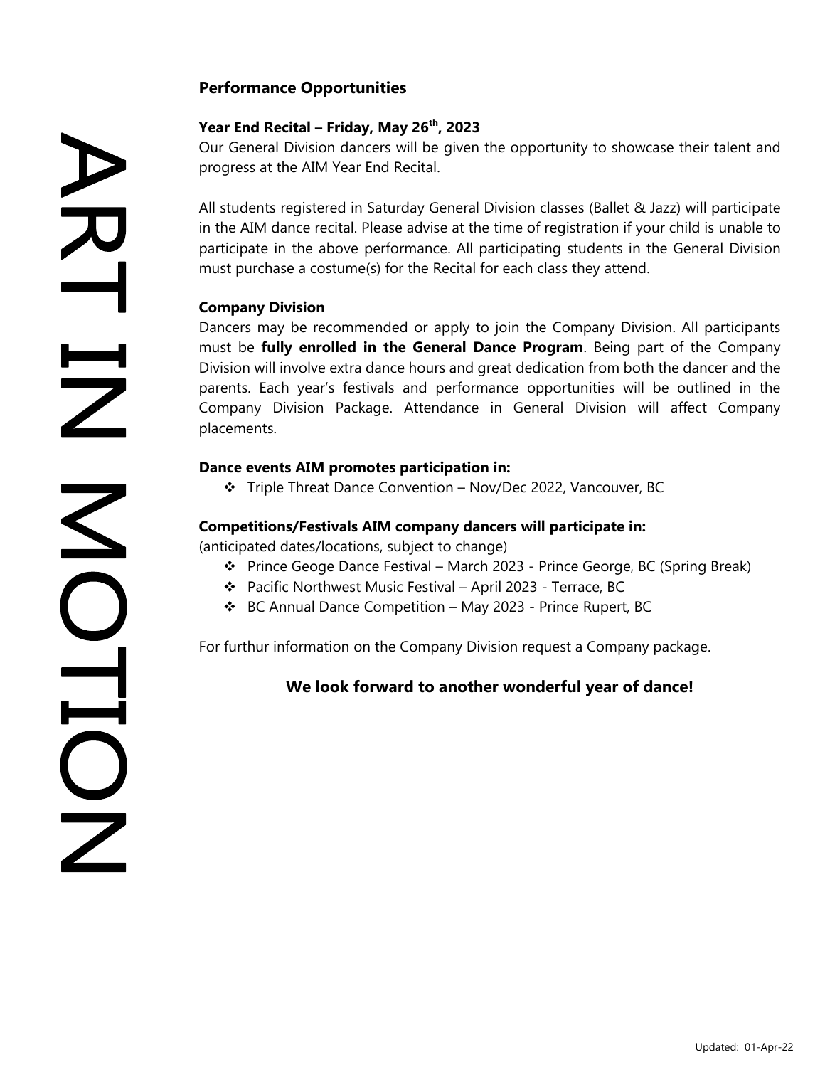## Performance Opportunities

### Year End Recital – Friday, May 26th, 2023

Our General Division dancers will be given the opportunity to showcase their talent and progress at the AIM Year End Recital.

All students registered in Saturday General Division classes (Ballet & Jazz) will participate in the AIM dance recital. Please advise at the time of registration if your child is unable to participate in the above performance. All participating students in the General Division must purchase a costume(s) for the Recital for each class they attend.

### Company Division

Dancers may be recommended or apply to join the Company Division. All participants must be **fully enrolled in the General Dance Program**. Being part of the Company Division will involve extra dance hours and great dedication from both the dancer and the parents. Each year's festivals and performance opportunities will be outlined in the Company Division Package. Attendance in General Division will affect Company placements.

**Dance events AIM promotes participation in:**

- Triple Threat Dance Convention – Nov/Dec 2022, Vancouver, BC

**Competitions/Festivals AIM company dancers will participate in:**

(anticipated dates/locations, subject to change)

- Prince Geoge Dance Festival – March 2023 - Prince George, BC (Spring Break)
- Pacific Northwest Music Festival – April 2023 - Terrace, BC
- BC Annual Dance Competition – May 2023 - Prince Rupert, BC

For furthur information on the Company Division request a Company package.

**We look forward to another wonderful year of dance!**

Updated: 01-Apr-22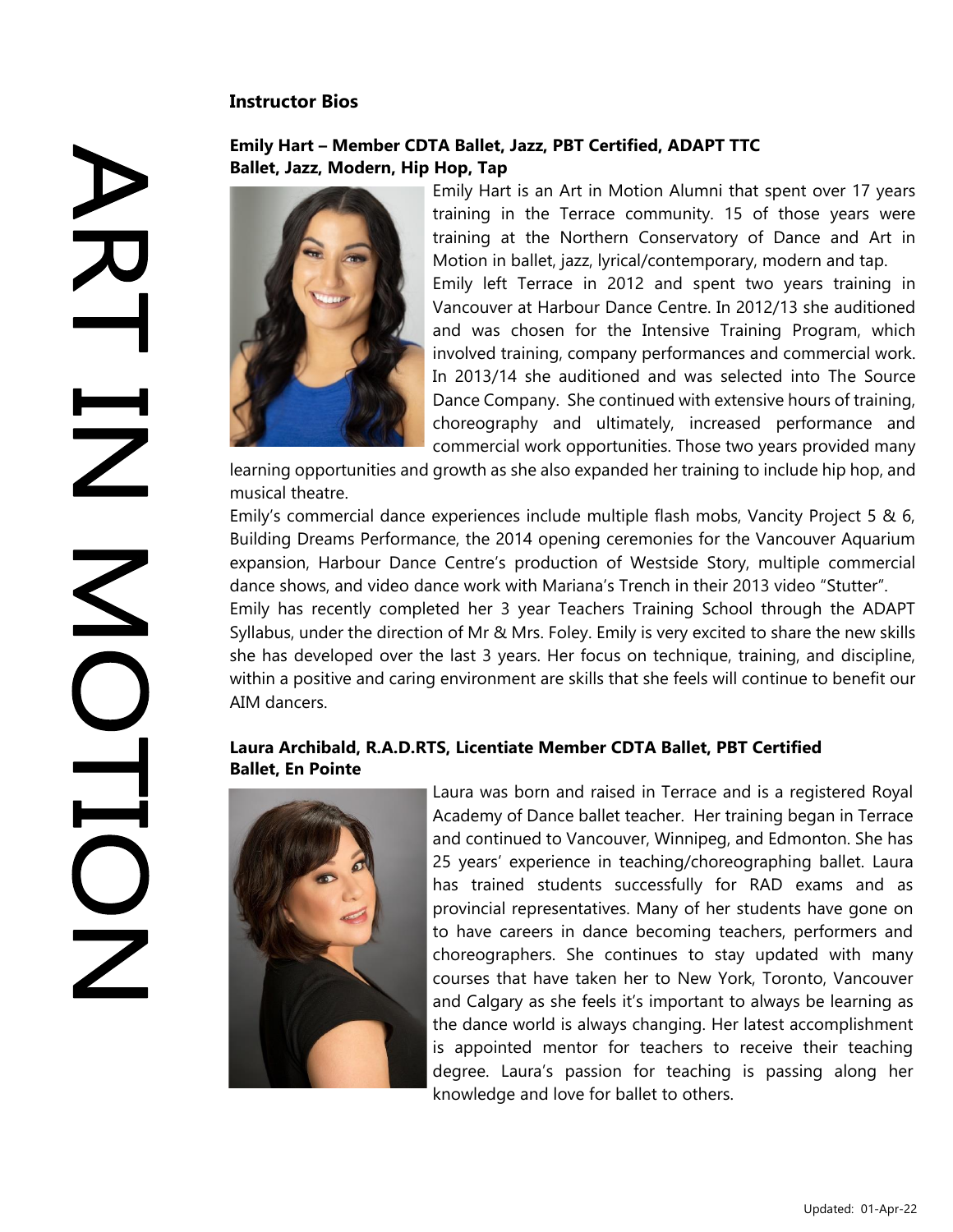## Instructor Bios

### Emily Hart – Member CDTA Ballet, Jazz, PBT Certified, ADAPT TTC
**Ballet, Jazz, Modern, Hip Hop, Tap**

Emily Hart is an Art in Motion Alumni that spent over 17 years training in the Terrace community. 15 of those years were training at the Northern Conservatory of Dance and Art in Motion in ballet, jazz, lyrical/contemporary, modern and tap.

Emily left Terrace in 2012 and spent two years training in Vancouver at Harbour Dance Centre. In 2012/13 she auditioned and was chosen for the Intensive Training Program, which involved training, company performances and commercial work. In 2013/14 she auditioned and was selected into The Source Dance Company. She continued with extensive hours of training, choreography and ultimately, increased performance and commercial work opportunities. Those two years provided many learning opportunities and growth as she also expanded her training to include hip hop, and musical theatre.

Emily's commercial dance experiences include multiple flash mobs, Vancity Project 5 & 6, Building Dreams Performance, the 2014 opening ceremonies for the Vancouver Aquarium expansion, Harbour Dance Centre's production of Westside Story, multiple commercial dance shows, and video dance work with Mariana's Trench in their 2013 video "Stutter".

Emily has recently completed her 3 year Teachers Training School through the ADAPT Syllabus, under the direction of Mr & Mrs. Foley. Emily is very excited to share the new skills she has developed over the last 3 years. Her focus on technique, training, and discipline, within a positive and caring environment are skills that she feels will continue to benefit our AIM dancers.

### Laura Archibald, R.A.D.RTS, Licentiate Member CDTA Ballet, PBT Certified
**Ballet, En Pointe**

Laura was born and raised in Terrace and is a registered Royal Academy of Dance ballet teacher. Her training began in Terrace and continued to Vancouver, Winnipeg, and Edmonton. She has 25 years' experience in teaching/choreographing ballet. Laura has trained students successfully for RAD exams and as provincial representatives. Many of her students have gone on to have careers in dance becoming teachers, performers and choreographers. She continues to stay updated with many courses that have taken her to New York, Toronto, Vancouver and Calgary as she feels it's important to always be learning as the dance world is always changing. Her latest accomplishment is appointed mentor for teachers to receive their teaching degree. Laura's passion for teaching is passing along her knowledge and love for ballet to others.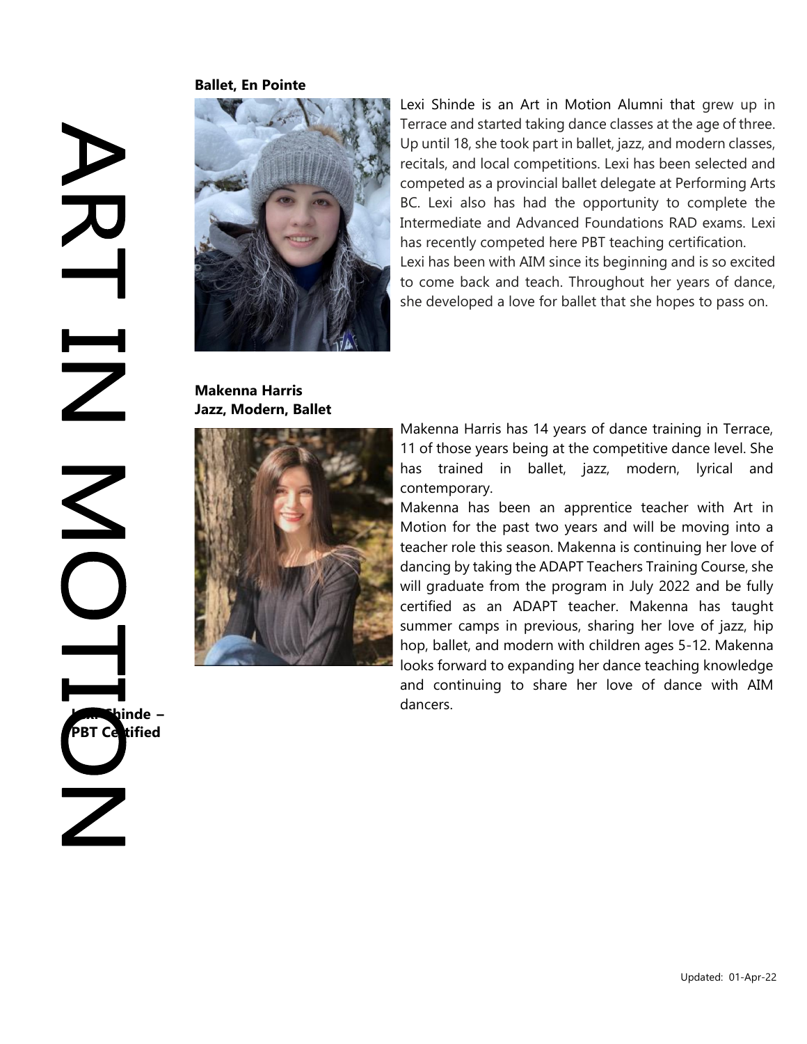**Lexi Shinde – PBT Certified**

**Ballet, En Pointe**

Lexi Shinde is an Art in Motion Alumni that grew up in Terrace and started taking dance classes at the age of three. Up until 18, she took part in ballet, jazz, and modern classes, recitals, and local competitions. Lexi has been selected and competed as a provincial ballet delegate at Performing Arts BC. Lexi also has had the opportunity to complete the Intermediate and Advanced Foundations RAD exams. Lexi has recently competed here PBT teaching certification.

Lexi has been with AIM since its beginning and is so excited to come back and teach. Throughout her years of dance, she developed a love for ballet that she hopes to pass on.

**Makenna Harris**
**Jazz, Modern, Ballet**

Makenna Harris has 14 years of dance training in Terrace, 11 of those years being at the competitive dance level. She has trained in ballet, jazz, modern, lyrical and contemporary.

Makenna has been an apprentice teacher with Art in Motion for the past two years and will be moving into a teacher role this season. Makenna is continuing her love of dancing by taking the ADAPT Teachers Training Course, she will graduate from the program in July 2022 and be fully certified as an ADAPT teacher. Makenna has taught summer camps in previous, sharing her love of jazz, hip hop, ballet, and modern with children ages 5-12. Makenna looks forward to expanding her dance teaching knowledge and continuing to share her love of dance with AIM dancers.

Updated: 01-Apr-22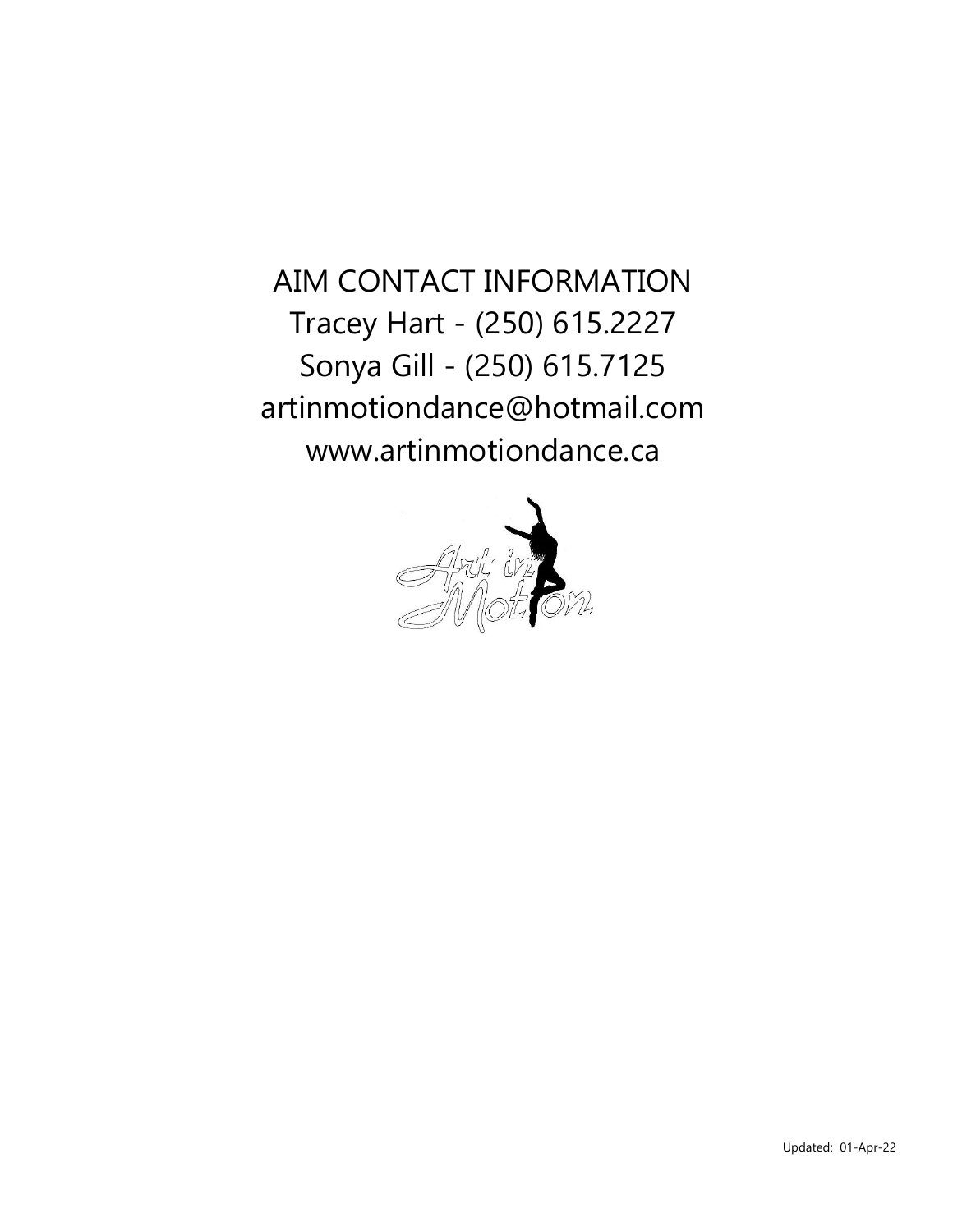AIM CONTACT INFORMATION

Tracey Hart - (250) 615.2227

Sonya Gill - (250) 615.7125

artinmotiondance@hotmail.com

www.artinmotiondance.ca

Updated: 01-Apr-22